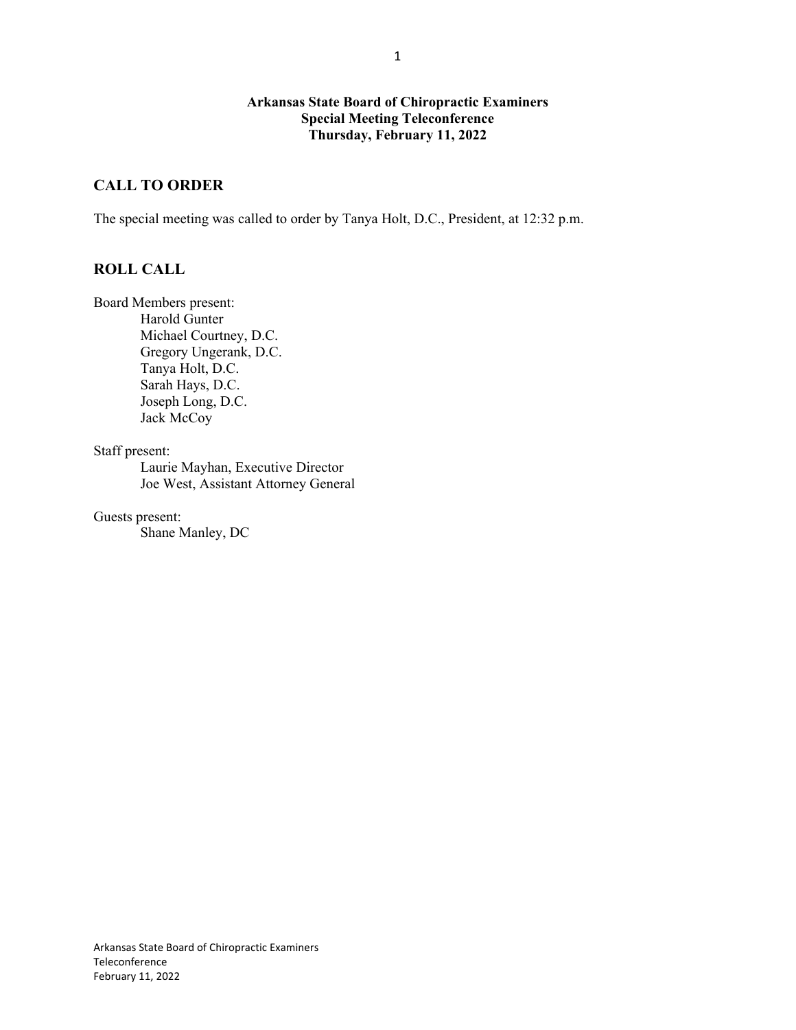**Arkansas State Board of Chiropractic Examiners**
**Special Meeting Teleconference**
**Thursday, February 11, 2022**

## CALL TO ORDER

The special meeting was called to order by Tanya Holt, D.C., President, at 12:32 p.m.

## ROLL CALL

Board Members present:

- Harold Gunter
- Michael Courtney, D.C.
- Gregory Ungerank, D.C.
- Tanya Holt, D.C.
- Sarah Hays, D.C.
- Joseph Long, D.C.
- Jack McCoy

Staff present:

- Laurie Mayhan, Executive Director
- Joe West, Assistant Attorney General

Guests present:

- Shane Manley, DC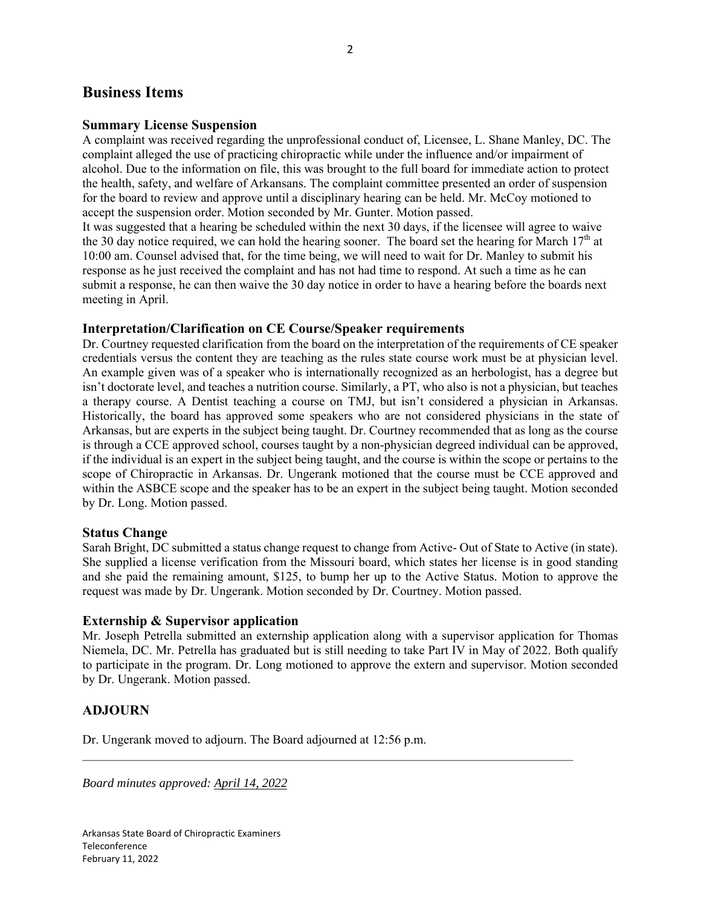## Business Items

### Summary License Suspension

A complaint was received regarding the unprofessional conduct of, Licensee, L. Shane Manley, DC. The complaint alleged the use of practicing chiropractic while under the influence and/or impairment of alcohol. Due to the information on file, this was brought to the full board for immediate action to protect the health, safety, and welfare of Arkansans. The complaint committee presented an order of suspension for the board to review and approve until a disciplinary hearing can be held. Mr. McCoy motioned to accept the suspension order. Motion seconded by Mr. Gunter. Motion passed.

It was suggested that a hearing be scheduled within the next 30 days, if the licensee will agree to waive the 30 day notice required, we can hold the hearing sooner. The board set the hearing for March 17th at 10:00 am. Counsel advised that, for the time being, we will need to wait for Dr. Manley to submit his response as he just received the complaint and has not had time to respond. At such a time as he can submit a response, he can then waive the 30 day notice in order to have a hearing before the boards next meeting in April.

### Interpretation/Clarification on CE Course/Speaker requirements

Dr. Courtney requested clarification from the board on the interpretation of the requirements of CE speaker credentials versus the content they are teaching as the rules state course work must be at physician level. An example given was of a speaker who is internationally recognized as an herbologist, has a degree but isn't doctorate level, and teaches a nutrition course. Similarly, a PT, who also is not a physician, but teaches a therapy course. A Dentist teaching a course on TMJ, but isn't considered a physician in Arkansas. Historically, the board has approved some speakers who are not considered physicians in the state of Arkansas, but are experts in the subject being taught. Dr. Courtney recommended that as long as the course is through a CCE approved school, courses taught by a non-physician degreed individual can be approved, if the individual is an expert in the subject being taught, and the course is within the scope or pertains to the scope of Chiropractic in Arkansas. Dr. Ungerank motioned that the course must be CCE approved and within the ASBCE scope and the speaker has to be an expert in the subject being taught. Motion seconded by Dr. Long. Motion passed.

### Status Change

Sarah Bright, DC submitted a status change request to change from Active- Out of State to Active (in state). She supplied a license verification from the Missouri board, which states her license is in good standing and she paid the remaining amount, $125, to bump her up to the Active Status. Motion to approve the request was made by Dr. Ungerank. Motion seconded by Dr. Courtney. Motion passed.

### Externship & Supervisor application

Mr. Joseph Petrella submitted an externship application along with a supervisor application for Thomas Niemela, DC. Mr. Petrella has graduated but is still needing to take Part IV in May of 2022. Both qualify to participate in the program. Dr. Long motioned to approve the extern and supervisor. Motion seconded by Dr. Ungerank. Motion passed.

## ADJOURN

Dr. Ungerank moved to adjourn. The Board adjourned at 12:56 p.m.

---

*Board minutes approved: April 14, 2022*

Arkansas State Board of Chiropractic Examiners
Teleconference
February 11, 2022